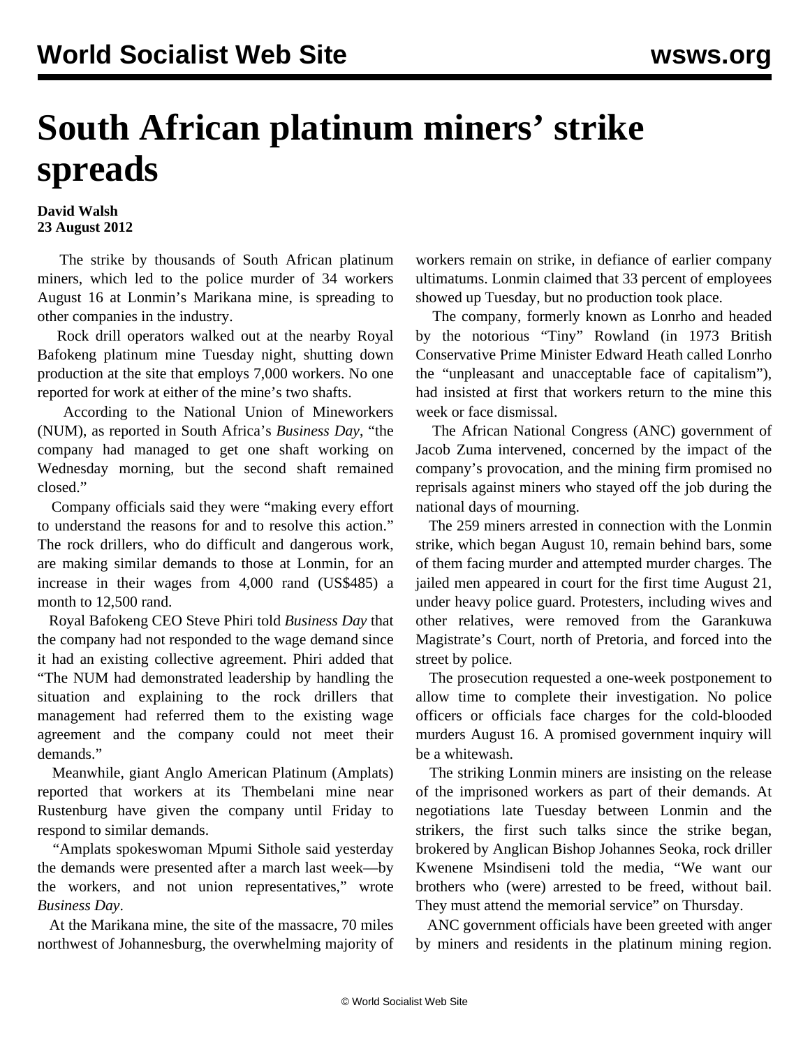# South African platinum miners' strike spreads

**David Walsh**
**23 August 2012**

The strike by thousands of South African platinum miners, which led to the police murder of 34 workers August 16 at Lonmin's Marikana mine, is spreading to other companies in the industry.

Rock drill operators walked out at the nearby Royal Bafokeng platinum mine Tuesday night, shutting down production at the site that employs 7,000 workers. No one reported for work at either of the mine's two shafts.

According to the National Union of Mineworkers (NUM), as reported in South Africa's *Business Day*, "the company had managed to get one shaft working on Wednesday morning, but the second shaft remained closed."

Company officials said they were "making every effort to understand the reasons for and to resolve this action." The rock drillers, who do difficult and dangerous work, are making similar demands to those at Lonmin, for an increase in their wages from 4,000 rand (US$485) a month to 12,500 rand.

Royal Bafokeng CEO Steve Phiri told *Business Day* that the company had not responded to the wage demand since it had an existing collective agreement. Phiri added that "The NUM had demonstrated leadership by handling the situation and explaining to the rock drillers that management had referred them to the existing wage agreement and the company could not meet their demands."

Meanwhile, giant Anglo American Platinum (Amplats) reported that workers at its Thembelani mine near Rustenburg have given the company until Friday to respond to similar demands.

"Amplats spokeswoman Mpumi Sithole said yesterday the demands were presented after a march last week—by the workers, and not union representatives," wrote *Business Day*.

At the Marikana mine, the site of the massacre, 70 miles northwest of Johannesburg, the overwhelming majority of workers remain on strike, in defiance of earlier company ultimatums. Lonmin claimed that 33 percent of employees showed up Tuesday, but no production took place.

The company, formerly known as Lonrho and headed by the notorious "Tiny" Rowland (in 1973 British Conservative Prime Minister Edward Heath called Lonrho the "unpleasant and unacceptable face of capitalism"), had insisted at first that workers return to the mine this week or face dismissal.

The African National Congress (ANC) government of Jacob Zuma intervened, concerned by the impact of the company's provocation, and the mining firm promised no reprisals against miners who stayed off the job during the national days of mourning.

The 259 miners arrested in connection with the Lonmin strike, which began August 10, remain behind bars, some of them facing murder and attempted murder charges. The jailed men appeared in court for the first time August 21, under heavy police guard. Protesters, including wives and other relatives, were removed from the Garankuwa Magistrate's Court, north of Pretoria, and forced into the street by police.

The prosecution requested a one-week postponement to allow time to complete their investigation. No police officers or officials face charges for the cold-blooded murders August 16. A promised government inquiry will be a whitewash.

The striking Lonmin miners are insisting on the release of the imprisoned workers as part of their demands. At negotiations late Tuesday between Lonmin and the strikers, the first such talks since the strike began, brokered by Anglican Bishop Johannes Seoka, rock driller Kwenene Msindiseni told the media, "We want our brothers who (were) arrested to be freed, without bail. They must attend the memorial service" on Thursday.

ANC government officials have been greeted with anger by miners and residents in the platinum mining region.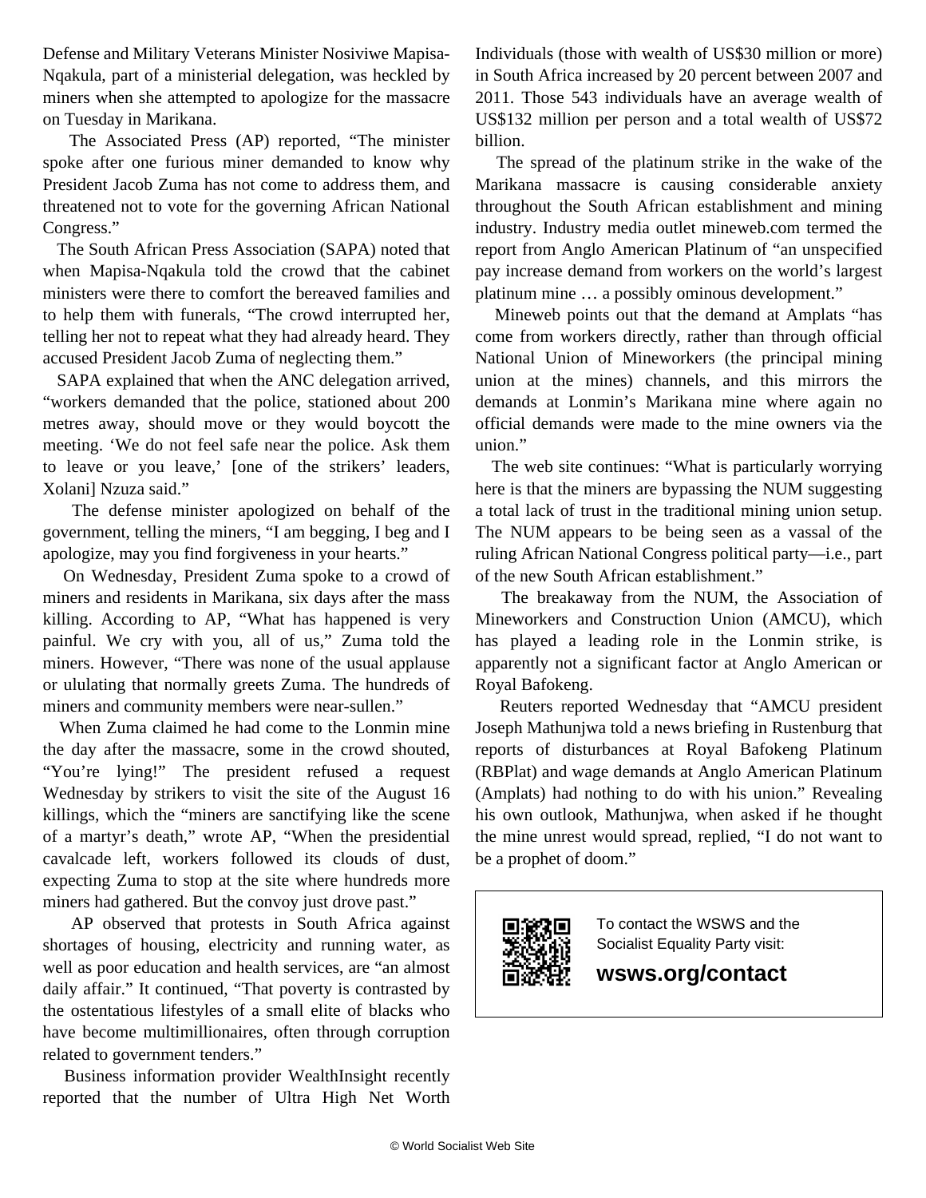Defense and Military Veterans Minister Nosiviwe Mapisa-Nqakula, part of a ministerial delegation, was heckled by miners when she attempted to apologize for the massacre on Tuesday in Marikana.

The Associated Press (AP) reported, "The minister spoke after one furious miner demanded to know why President Jacob Zuma has not come to address them, and threatened not to vote for the governing African National Congress."

The South African Press Association (SAPA) noted that when Mapisa-Nqakula told the crowd that the cabinet ministers were there to comfort the bereaved families and to help them with funerals, "The crowd interrupted her, telling her not to repeat what they had already heard. They accused President Jacob Zuma of neglecting them."

SAPA explained that when the ANC delegation arrived, "workers demanded that the police, stationed about 200 metres away, should move or they would boycott the meeting. 'We do not feel safe near the police. Ask them to leave or you leave,' [one of the strikers' leaders, Xolani] Nzuza said."

The defense minister apologized on behalf of the government, telling the miners, "I am begging, I beg and I apologize, may you find forgiveness in your hearts."

On Wednesday, President Zuma spoke to a crowd of miners and residents in Marikana, six days after the mass killing. According to AP, "What has happened is very painful. We cry with you, all of us," Zuma told the miners. However, "There was none of the usual applause or ululating that normally greets Zuma. The hundreds of miners and community members were near-sullen."

When Zuma claimed he had come to the Lonmin mine the day after the massacre, some in the crowd shouted, "You're lying!" The president refused a request Wednesday by strikers to visit the site of the August 16 killings, which the "miners are sanctifying like the scene of a martyr's death," wrote AP, "When the presidential cavalcade left, workers followed its clouds of dust, expecting Zuma to stop at the site where hundreds more miners had gathered. But the convoy just drove past."

AP observed that protests in South Africa against shortages of housing, electricity and running water, as well as poor education and health services, are "an almost daily affair." It continued, "That poverty is contrasted by the ostentatious lifestyles of a small elite of blacks who have become multimillionaires, often through corruption related to government tenders."

Business information provider WealthInsight recently reported that the number of Ultra High Net Worth Individuals (those with wealth of US$30 million or more) in South Africa increased by 20 percent between 2007 and 2011. Those 543 individuals have an average wealth of US$132 million per person and a total wealth of US$72 billion.

The spread of the platinum strike in the wake of the Marikana massacre is causing considerable anxiety throughout the South African establishment and mining industry. Industry media outlet mineweb.com termed the report from Anglo American Platinum of "an unspecified pay increase demand from workers on the world's largest platinum mine … a possibly ominous development."

Mineweb points out that the demand at Amplats "has come from workers directly, rather than through official National Union of Mineworkers (the principal mining union at the mines) channels, and this mirrors the demands at Lonmin's Marikana mine where again no official demands were made to the mine owners via the union."

The web site continues: "What is particularly worrying here is that the miners are bypassing the NUM suggesting a total lack of trust in the traditional mining union setup. The NUM appears to be being seen as a vassal of the ruling African National Congress political party—i.e., part of the new South African establishment."

The breakaway from the NUM, the Association of Mineworkers and Construction Union (AMCU), which has played a leading role in the Lonmin strike, is apparently not a significant factor at Anglo American or Royal Bafokeng.

Reuters reported Wednesday that "AMCU president Joseph Mathunjwa told a news briefing in Rustenburg that reports of disturbances at Royal Bafokeng Platinum (RBPlat) and wage demands at Anglo American Platinum (Amplats) had nothing to do with his union." Revealing his own outlook, Mathunjwa, when asked if he thought the mine unrest would spread, replied, "I do not want to be a prophet of doom."

To contact the WSWS and the Socialist Equality Party visit:

**wsws.org/contact**